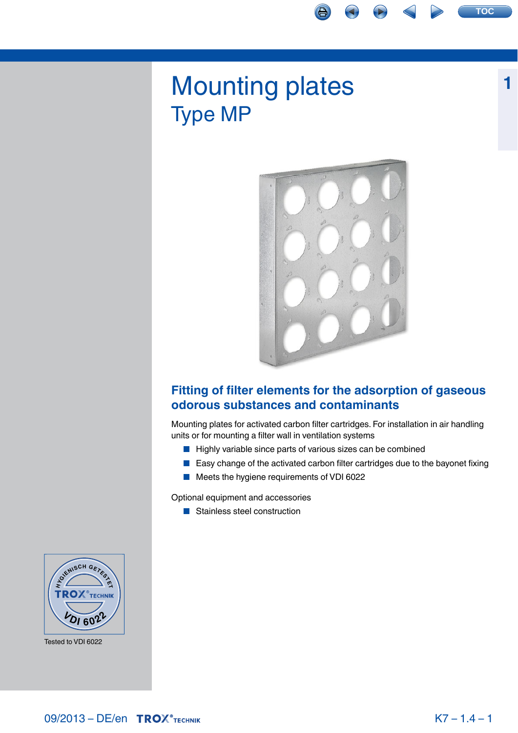# Mounting plates

## Type MP

### Fitting of filter elements for the adsorption of gaseous odorous substances and contaminants

Mounting plates for activated carbon filter cartridges. For installation in air handling units or for mounting a filter wall in ventilation systems

- Highly variable since parts of various sizes can be combined
- Easy change of the activated carbon filter cartridges due to the bayonet fixing
- Meets the hygiene requirements of VDI 6022

Optional equipment and accessories

- Stainless steel construction

Tested to VDI 6022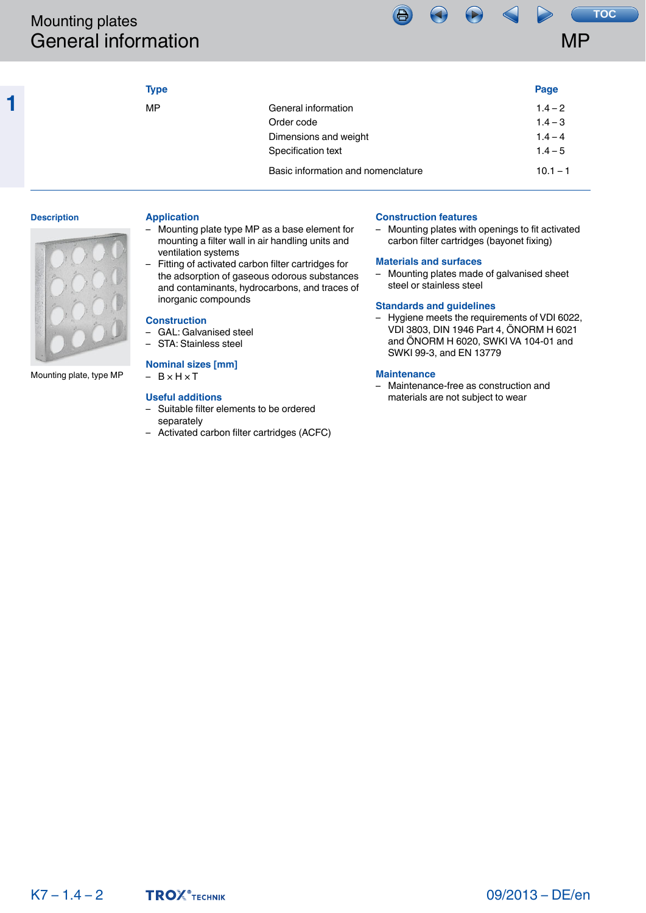# Mounting plates
# General information

# MP

| Type | | Page |
|---|---|---|
| MP | General information | 1.4 – 2 |
| | Order code | 1.4 – 3 |
| | Dimensions and weight | 1.4 – 4 |
| | Specification text | 1.4 – 5 |
| | Basic information and nomenclature | 10.1 – 1 |

### Description

Mounting plate, type MP

### Application

- Mounting plate type MP as a base element for mounting a filter wall in air handling units and ventilation systems
- Fitting of activated carbon filter cartridges for the adsorption of gaseous odorous substances and contaminants, hydrocarbons, and traces of inorganic compounds

### Construction

- GAL: Galvanised steel
- STA: Stainless steel

### Nominal sizes [mm]

- B × H × T

### Useful additions

- Suitable filter elements to be ordered separately
- Activated carbon filter cartridges (ACFC)

### Construction features

- Mounting plates with openings to fit activated carbon filter cartridges (bayonet fixing)

### Materials and surfaces

- Mounting plates made of galvanised sheet steel or stainless steel

### Standards and guidelines

- Hygiene meets the requirements of VDI 6022, VDI 3803, DIN 1946 Part 4, ÖNORM H 6021 and ÖNORM H 6020, SWKI VA 104-01 and SWKI 99-3, and EN 13779

### Maintenance

- Maintenance-free as construction and materials are not subject to wear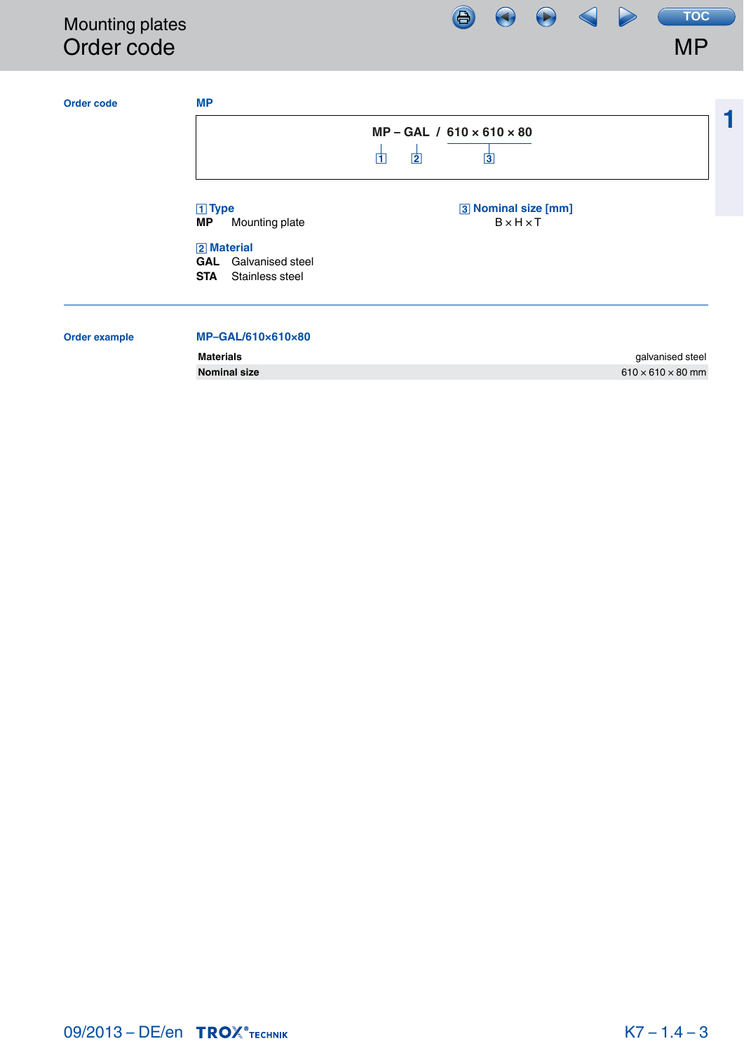# Mounting plates
## Order code

**Order code**

**MP**

```
MP – GAL / 610 × 610 × 80
 1    2      3
```

**1 Type**

**MP** Mounting plate

**2 Material**

**GAL** Galvanised steel

**STA** Stainless steel

**3 Nominal size [mm]**

B × H × T

---

**Order example**

**MP–GAL/610×610×80**

| | |
|---|---|
| **Materials** | galvanised steel |
| **Nominal size** | 610 × 610 × 80 mm |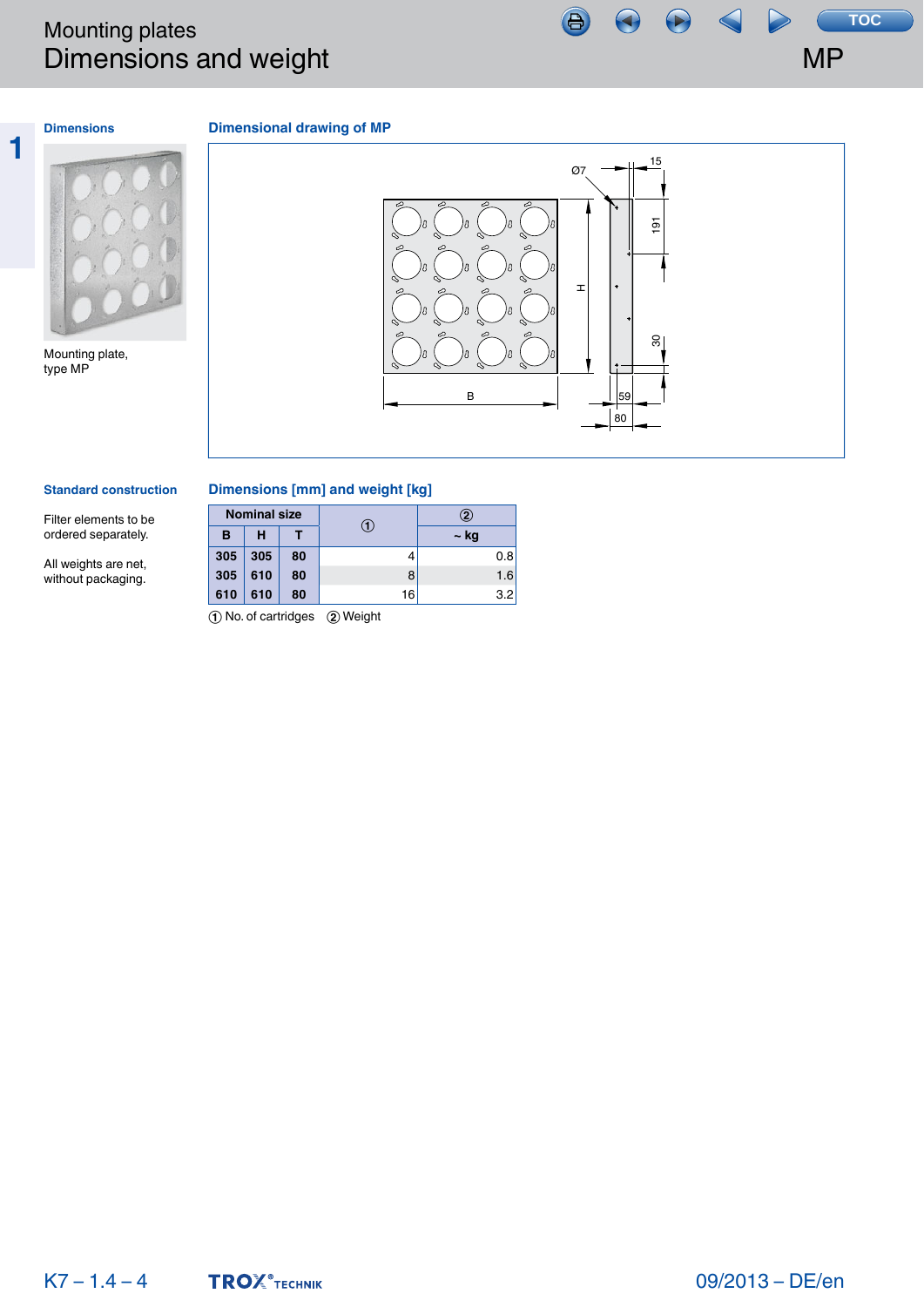# Mounting plates
## Dimensions and weight

MP

### Dimensions

Mounting plate, type MP

### Dimensional drawing of MP

### Standard construction

Filter elements to be ordered separately.

All weights are net, without packaging.

### Dimensions [mm] and weight [kg]

| Nominal size | | | ① | ② |
|---|---|---|---|---|
| B | H | T | | ~ kg |
| 305 | 305 | 80 | 4 | 0.8 |
| 305 | 610 | 80 | 8 | 1.6 |
| 610 | 610 | 80 | 16 | 3.2 |

① No. of cartridges ② Weight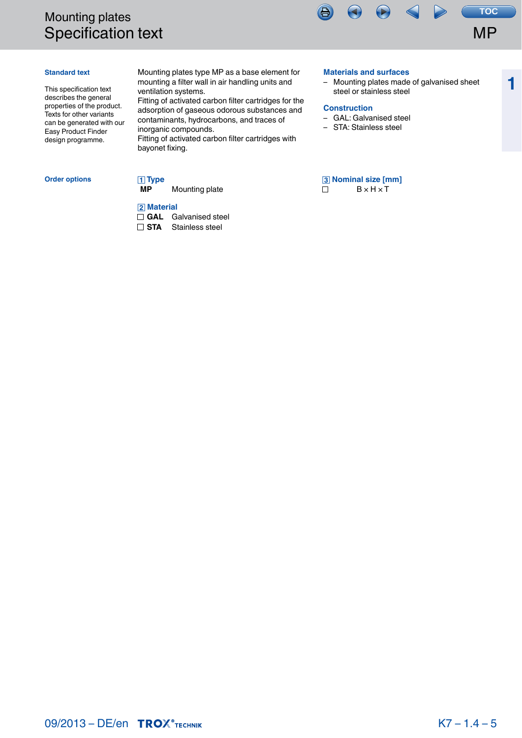# Mounting plates
## Specification text

### Standard text

This specification text describes the general properties of the product. Texts for other variants can be generated with our Easy Product Finder design programme.

Mounting plates type MP as a base element for mounting a filter wall in air handling units and ventilation systems.
Fitting of activated carbon filter cartridges for the adsorption of gaseous odorous substances and contaminants, hydrocarbons, and traces of inorganic compounds.
Fitting of activated carbon filter cartridges with bayonet fixing.

### Materials and surfaces

- Mounting plates made of galvanised sheet steel or stainless steel

### Construction

- GAL: Galvanised steel
- STA: Stainless steel

### Order options

**1 Type**

**MP** Mounting plate

**2 Material**

☐ **GAL** Galvanised steel
☐ **STA** Stainless steel

**3 Nominal size [mm]**

☐ B × H × T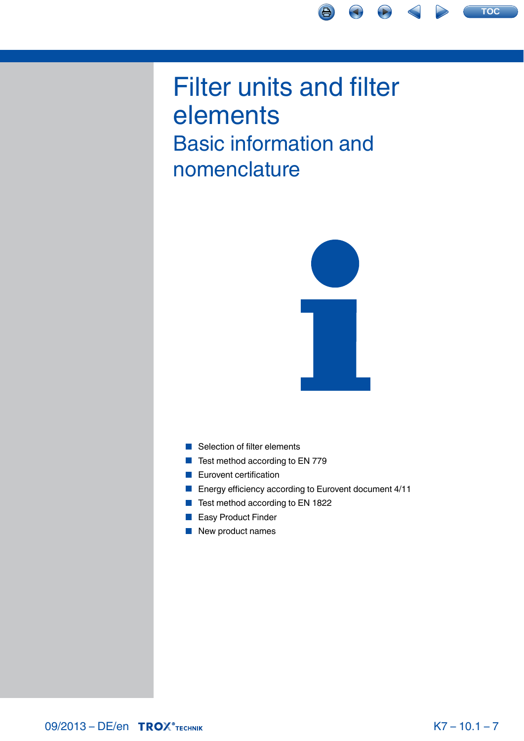# Filter units and filter elements

## Basic information and nomenclature

- Selection of filter elements
- Test method according to EN 779
- Eurovent certification
- Energy efficiency according to Eurovent document 4/11
- Test method according to EN 1822
- Easy Product Finder
- New product names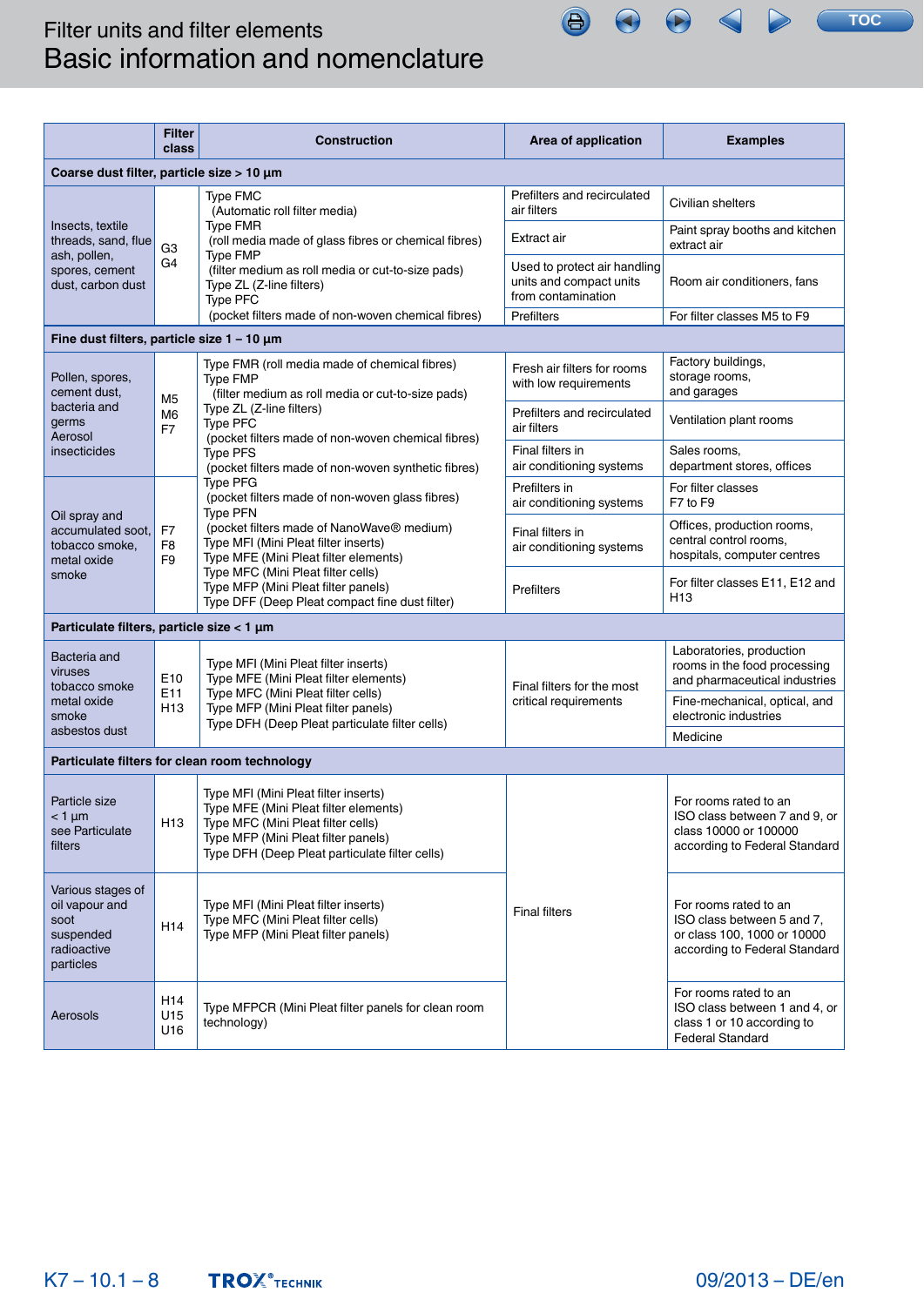# Filter units and filter elements

## Basic information and nomenclature

| | Filter class | Construction | Area of application | Examples |
|---|---|---|---|---|
| **Coarse dust filter, particle size > 10 µm** | | | | |
| Insects, textile threads, sand, flue ash, pollen, spores, cement dust, carbon dust | G3<br>G4 | Type FMC<br>(Automatic roll filter media)<br>Type FMR<br>(roll media made of glass fibres or chemical fibres)<br>Type FMP<br>(filter medium as roll media or cut-to-size pads)<br>Type ZL (Z-line filters)<br>Type PFC<br>(pocket filters made of non-woven chemical fibres) | Prefilters and recirculated air filters | Civilian shelters |
| | | | Extract air | Paint spray booths and kitchen extract air |
| | | | Used to protect air handling units and compact units from contamination | Room air conditioners, fans |
| | | | Prefilters | For filter classes M5 to F9 |
| **Fine dust filters, particle size 1 – 10 µm** | | | | |
| Pollen, spores, cement dust, bacteria and germs<br>Aerosol insecticides | M5<br>M6<br>F7 | Type FMR (roll media made of chemical fibres)<br>Type FMP<br>(filter medium as roll media or cut-to-size pads)<br>Type ZL (Z-line filters)<br>Type PFC<br>(pocket filters made of non-woven chemical fibres)<br>Type PFS<br>(pocket filters made of non-woven synthetic fibres)<br>Type PFG<br>(pocket filters made of non-woven glass fibres)<br>Type PFN<br>(pocket filters made of NanoWave® medium)<br>Type MFI (Mini Pleat filter inserts)<br>Type MFE (Mini Pleat filter elements)<br>Type MFC (Mini Pleat filter cells)<br>Type MFP (Mini Pleat filter panels)<br>Type DFF (Deep Pleat compact fine dust filter) | Fresh air filters for rooms with low requirements | Factory buildings, storage rooms, and garages |
| | | | Prefilters and recirculated air filters | Ventilation plant rooms |
| | | | Final filters in air conditioning systems | Sales rooms, department stores, offices |
| Oil spray and accumulated soot, tobacco smoke, metal oxide smoke | F7<br>F8<br>F9 | | Prefilters in air conditioning systems | For filter classes F7 to F9 |
| | | | Final filters in air conditioning systems | Offices, production rooms, central control rooms, hospitals, computer centres |
| | | | Prefilters | For filter classes E11, E12 and H13 |
| **Particulate filters, particle size < 1 µm** | | | | |
| Bacteria and viruses<br>tobacco smoke<br>metal oxide smoke<br>asbestos dust | E10<br>E11<br>H13 | Type MFI (Mini Pleat filter inserts)<br>Type MFE (Mini Pleat filter elements)<br>Type MFC (Mini Pleat filter cells)<br>Type MFP (Mini Pleat filter panels)<br>Type DFH (Deep Pleat particulate filter cells) | Final filters for the most critical requirements | Laboratories, production rooms in the food processing and pharmaceutical industries |
| | | | | Fine-mechanical, optical, and electronic industries |
| | | | | Medicine |
| **Particulate filters for clean room technology** | | | | |
| Particle size < 1 µm see Particulate filters | H13 | Type MFI (Mini Pleat filter inserts)<br>Type MFE (Mini Pleat filter elements)<br>Type MFC (Mini Pleat filter cells)<br>Type MFP (Mini Pleat filter panels)<br>Type DFH (Deep Pleat particulate filter cells) | Final filters | For rooms rated to an ISO class between 7 and 9, or class 10000 or 100000 according to Federal Standard |
| Various stages of oil vapour and soot<br>suspended radioactive particles | H14 | Type MFI (Mini Pleat filter inserts)<br>Type MFC (Mini Pleat filter cells)<br>Type MFP (Mini Pleat filter panels) | | For rooms rated to an ISO class between 5 and 7, or class 100, 1000 or 10000 according to Federal Standard |
| Aerosols | H14<br>U15<br>U16 | Type MFPCR (Mini Pleat filter panels for clean room technology) | | For rooms rated to an ISO class between 1 and 4, or class 1 or 10 according to Federal Standard |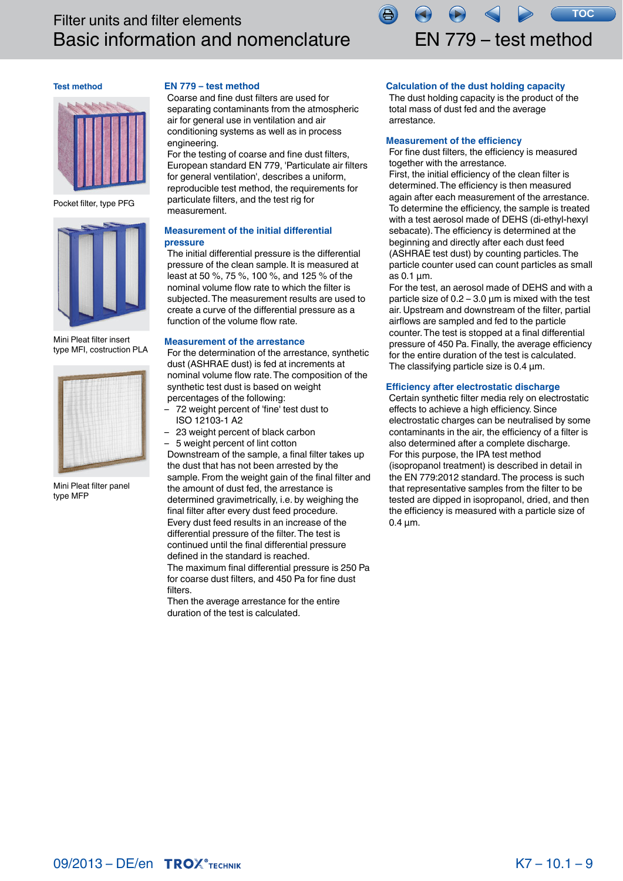## Test method

Pocket filter, type PFG

Mini Pleat filter insert type MFI, costruction PLA

Mini Pleat filter panel type MFP

## EN 779 – test method

Coarse and fine dust filters are used for separating contaminants from the atmospheric air for general use in ventilation and air conditioning systems as well as in process engineering.
For the testing of coarse and fine dust filters, European standard EN 779, 'Particulate air filters for general ventilation', describes a uniform, reproducible test method, the requirements for particulate filters, and the test rig for measurement.

### Measurement of the initial differential pressure

The initial differential pressure is the differential pressure of the clean sample. It is measured at least at 50 %, 75 %, 100 %, and 125 % of the nominal volume flow rate to which the filter is subjected. The measurement results are used to create a curve of the differential pressure as a function of the volume flow rate.

### Measurement of the arrestance

For the determination of the arrestance, synthetic dust (ASHRAE dust) is fed at increments at nominal volume flow rate. The composition of the synthetic test dust is based on weight percentages of the following:

- 72 weight percent of 'fine' test dust to ISO 12103-1 A2
- 23 weight percent of black carbon
- 5 weight percent of lint cotton

Downstream of the sample, a final filter takes up the dust that has not been arrested by the sample. From the weight gain of the final filter and the amount of dust fed, the arrestance is determined gravimetrically, i.e. by weighing the final filter after every dust feed procedure.
Every dust feed results in an increase of the differential pressure of the filter. The test is continued until the final differential pressure defined in the standard is reached.
The maximum final differential pressure is 250 Pa for coarse dust filters, and 450 Pa for fine dust filters.
Then the average arrestance for the entire duration of the test is calculated.

### Calculation of the dust holding capacity

The dust holding capacity is the product of the total mass of dust fed and the average arrestance.

### Measurement of the efficiency

For fine dust filters, the efficiency is measured together with the arrestance.
First, the initial efficiency of the clean filter is determined. The efficiency is then measured again after each measurement of the arrestance.
To determine the efficiency, the sample is treated with a test aerosol made of DEHS (di-ethyl-hexyl sebacate). The efficiency is determined at the beginning and directly after each dust feed (ASHRAE test dust) by counting particles. The particle counter used can count particles as small as 0.1 µm.
For the test, an aerosol made of DEHS and with a particle size of 0.2 – 3.0 µm is mixed with the test air. Upstream and downstream of the filter, partial airflows are sampled and fed to the particle counter. The test is stopped at a final differential pressure of 450 Pa. Finally, the average efficiency for the entire duration of the test is calculated.
The classifying particle size is 0.4 µm.

### Efficiency after electrostatic discharge

Certain synthetic filter media rely on electrostatic effects to achieve a high efficiency. Since electrostatic charges can be neutralised by some contaminants in the air, the efficiency of a filter is also determined after a complete discharge.
For this purpose, the IPA test method (isopropanol treatment) is described in detail in the EN 779:2012 standard. The process is such that representative samples from the filter to be tested are dipped in isopropanol, dried, and then the efficiency is measured with a particle size of 0.4 µm.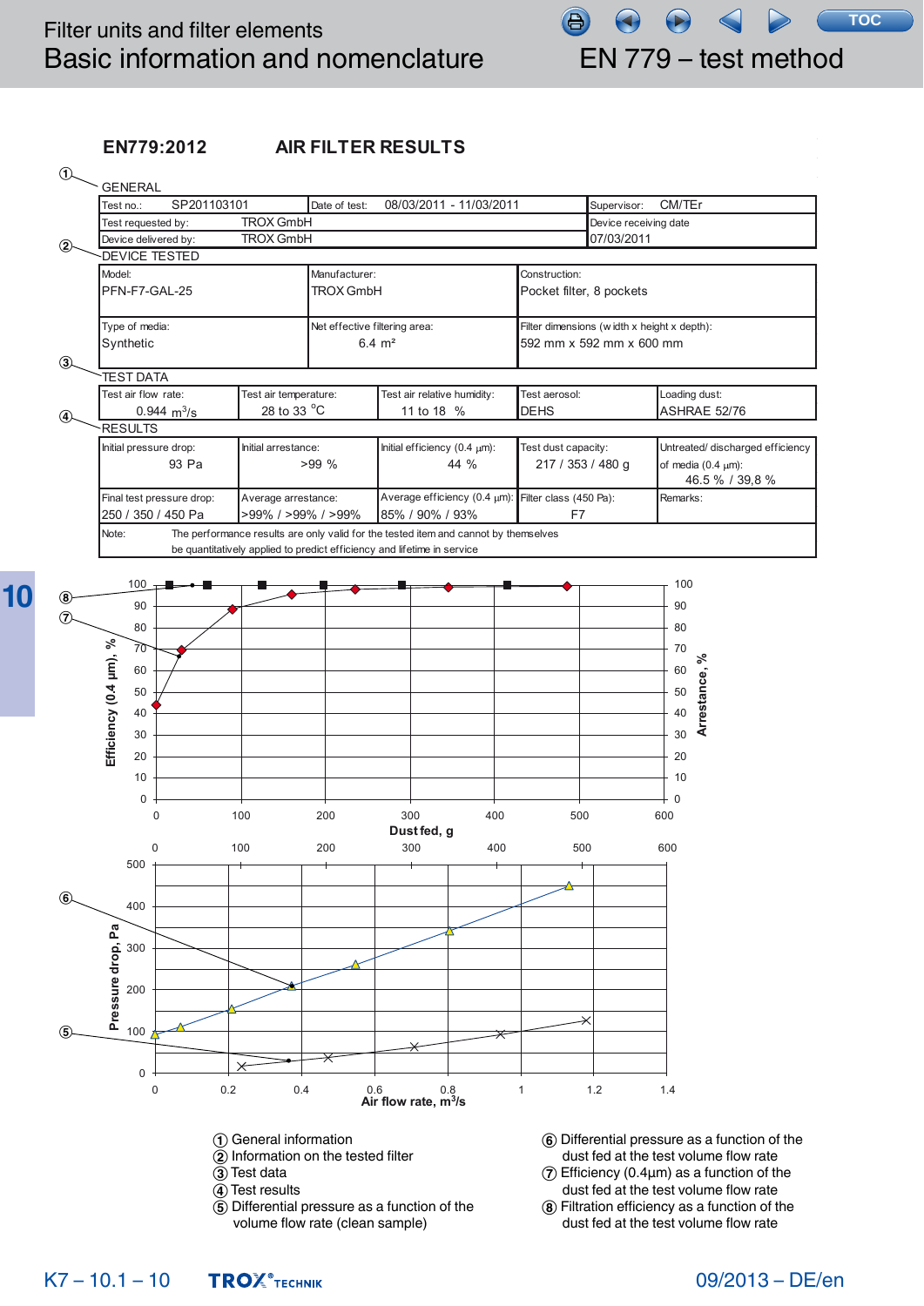# Filter units and filter elements

## Basic information and nomenclature

## EN 779 – test method

**EN779:2012 AIR FILTER RESULTS**

① GENERAL

| Test no.: SP201103101 | Date of test: 08/03/2011 - 11/03/2011 | Supervisor: CM/TEr |
|---|---|---|
| Test requested by: TROX GmbH | | Device receiving date |
| Device delivered by: TROX GmbH | | 07/03/2011 |

② DEVICE TESTED

| Model: PFN-F7-GAL-25 | Manufacturer: TROX GmbH | Construction: Pocket filter, 8 pockets |
|---|---|---|
| Type of media: Synthetic | Net effective filtering area: 6.4 m² | Filter dimensions (width x height x depth): 592 mm x 592 mm x 600 mm |

③ TEST DATA

| Test air flow rate: | Test air temperature: | Test air relative humidity: | Test aerosol: | Loading dust: |
|---|---|---|---|---|
| 0.944 $m^3/s$ | 28 to 33 °C | 11 to 18 % | DEHS | ASHRAE 52/76 |

④ RESULTS

| Initial pressure drop: | Initial arrestance: | Initial efficiency (0.4 µm): | Test dust capacity: | Untreated/ discharged efficiency of media (0.4 µm): |
|---|---|---|---|---|
| 93 Pa | >99 % | 44 % | 217 / 353 / 480 g | 46.5 % / 39,8 % |
| **Final test pressure drop:** | **Average arrestance:** | **Average efficiency (0.4 µm):** | **Filter class (450 Pa):** | **Remarks:** |
| 250 / 350 / 450 Pa | >99% / >99% / >99% | 85% / 90% / 93% | F7 | |

Note: The performance results are only valid for the tested item and cannot by themselves be quantitatively applied to predict efficiency and lifetime in service

① General information
② Information on the tested filter
③ Test data
④ Test results
⑤ Differential pressure as a function of the volume flow rate (clean sample)
⑥ Differential pressure as a function of the dust fed at the test volume flow rate
⑦ Efficiency (0.4µm) as a function of the dust fed at the test volume flow rate
⑧ Filtration efficiency as a function of the dust fed at the test volume flow rate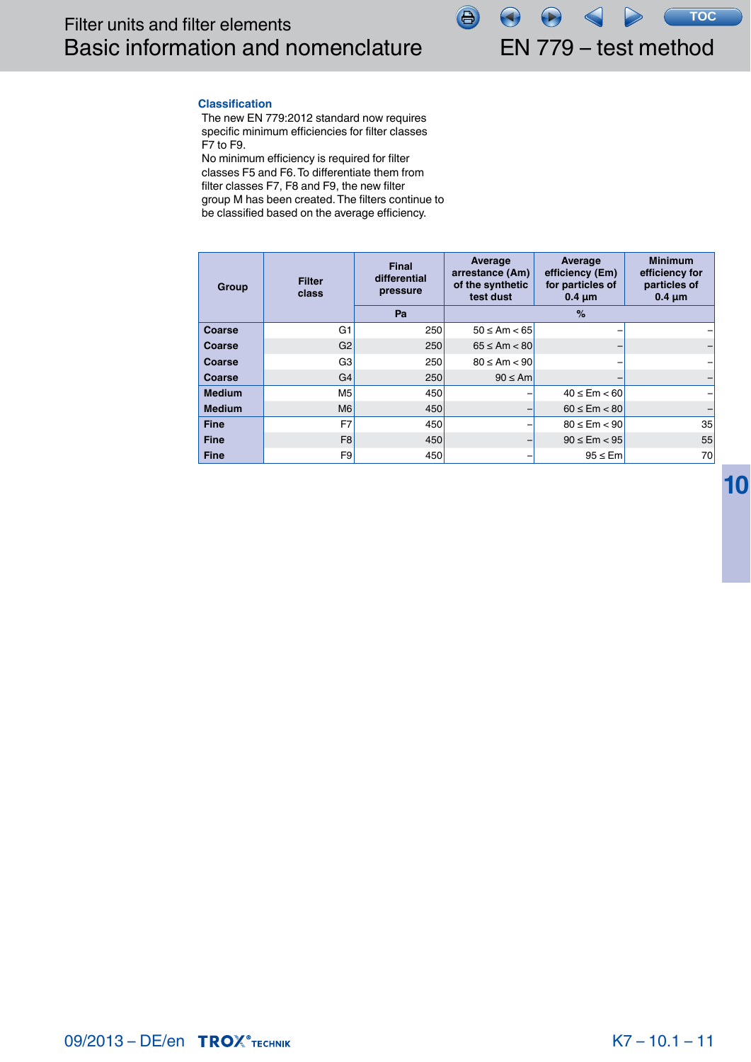## Classification

The new EN 779:2012 standard now requires specific minimum efficiencies for filter classes F7 to F9.
No minimum efficiency is required for filter classes F5 and F6. To differentiate them from filter classes F7, F8 and F9, the new filter group M has been created. The filters continue to be classified based on the average efficiency.

| Group | Filter class | Final differential pressure | Average arrestance (Am) of the synthetic test dust | Average efficiency (Em) for particles of 0.4 µm | Minimum efficiency for particles of 0.4 µm |
|---|---|---|---|---|---|
| | | Pa | % | | |
| Coarse | G1 | 250 | 50 ≤ Am < 65 | – | – |
| Coarse | G2 | 250 | 65 ≤ Am < 80 | – | – |
| Coarse | G3 | 250 | 80 ≤ Am < 90 | – | – |
| Coarse | G4 | 250 | 90 ≤ Am | – | – |
| Medium | M5 | 450 | – | 40 ≤ Em < 60 | – |
| Medium | M6 | 450 | – | 60 ≤ Em < 80 | – |
| Fine | F7 | 450 | – | 80 ≤ Em < 90 | 35 |
| Fine | F8 | 450 | – | 90 ≤ Em < 95 | 55 |
| Fine | F9 | 450 | – | 95 ≤ Em | 70 |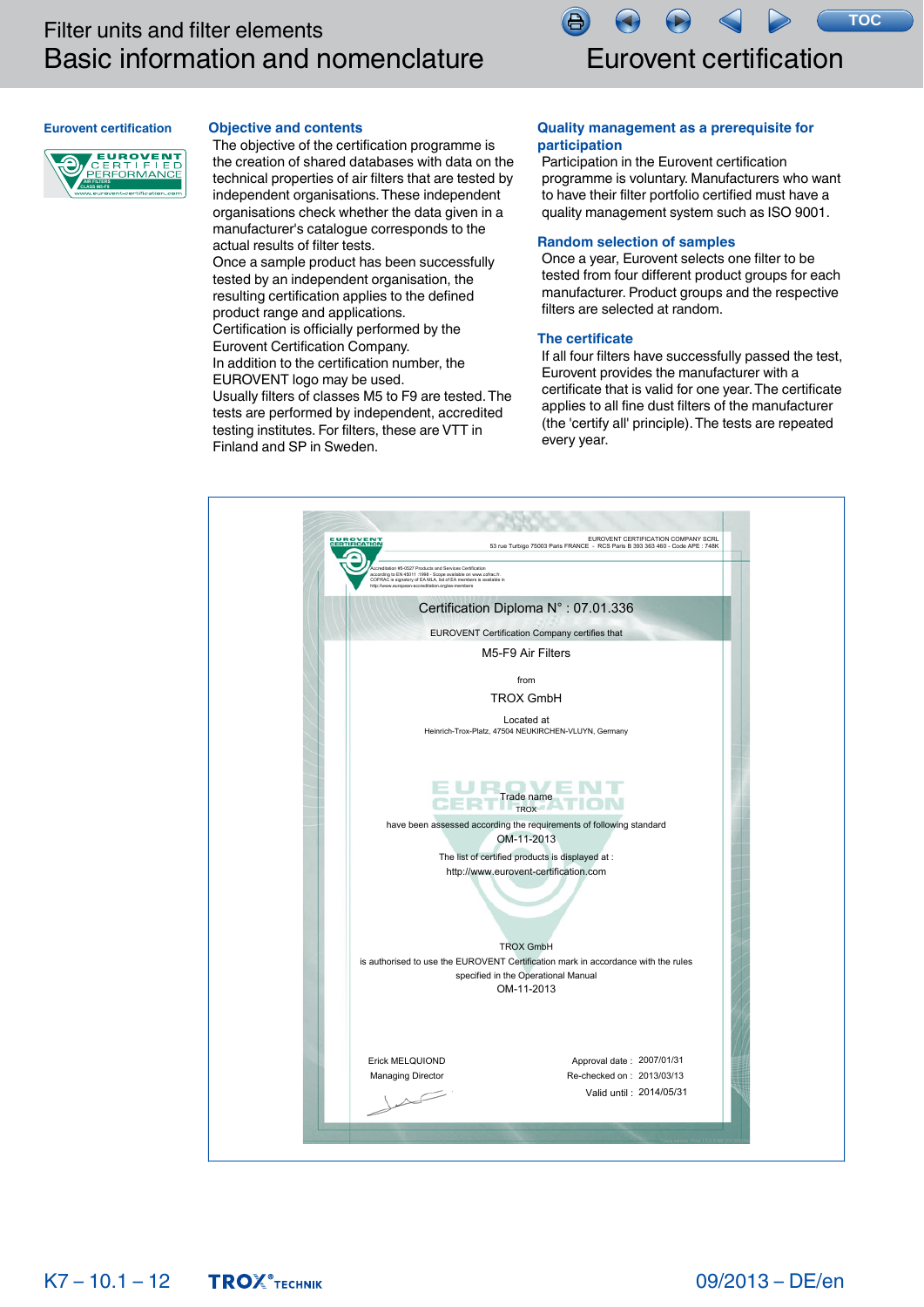# Eurovent certification

## Eurovent certification

EUROVENT CERTIFIED PERFORMANCE
AIR FILTERS CLASS M5-F9
www.eurovent-certification.com

### Objective and contents

The objective of the certification programme is the creation of shared databases with data on the technical properties of air filters that are tested by independent organisations. These independent organisations check whether the data given in a manufacturer's catalogue corresponds to the actual results of filter tests.

Once a sample product has been successfully tested by an independent organisation, the resulting certification applies to the defined product range and applications.

Certification is officially performed by the Eurovent Certification Company.

In addition to the certification number, the EUROVENT logo may be used.

Usually filters of classes M5 to F9 are tested. The tests are performed by independent, accredited testing institutes. For filters, these are VTT in Finland and SP in Sweden.

### Quality management as a prerequisite for participation

Participation in the Eurovent certification programme is voluntary. Manufacturers who want to have their filter portfolio certified must have a quality management system such as ISO 9001.

### Random selection of samples

Once a year, Eurovent selects one filter to be tested from four different product groups for each manufacturer. Product groups and the respective filters are selected at random.

### The certificate

If all four filters have successfully passed the test, Eurovent provides the manufacturer with a certificate that is valid for one year. The certificate applies to all fine dust filters of the manufacturer (the 'certify all' principle). The tests are repeated every year.

---

EUROVENT CERTIFICATION

EUROVENT CERTIFICATION COMPANY SCRL
53 rue Turbigo 75003 Paris FRANCE - RCS Paris B 393 363 460 - Code APE : 748K

Accreditation #5-0527 Products and Services Certification according to EN 45011 :1998 - Scope available on www.cofrac.fr. COFRAC is signatory of EA MLA, list of EA members is available in http://www.european-accreditation.org/ea-members

Certification Diploma N° : 07.01.336

EUROVENT Certification Company certifies that

M5-F9 Air Filters

from

TROX GmbH

Located at

Heinrich-Trox-Platz, 47504 NEUKIRCHEN-VLUYN, Germany

Trade name

TROX

have been assessed according the requirements of following standard

OM-11-2013

The list of certified products is displayed at :

http://www.eurovent-certification.com

TROX GmbH

is authorised to use the EUROVENT Certification mark in accordance with the rules specified in the Operational Manual

OM-11-2013

Erick MELQUIOND
Managing Director

Approval date : 2007/01/31
Re-checked on : 2013/03/13
Valid until : 2014/05/31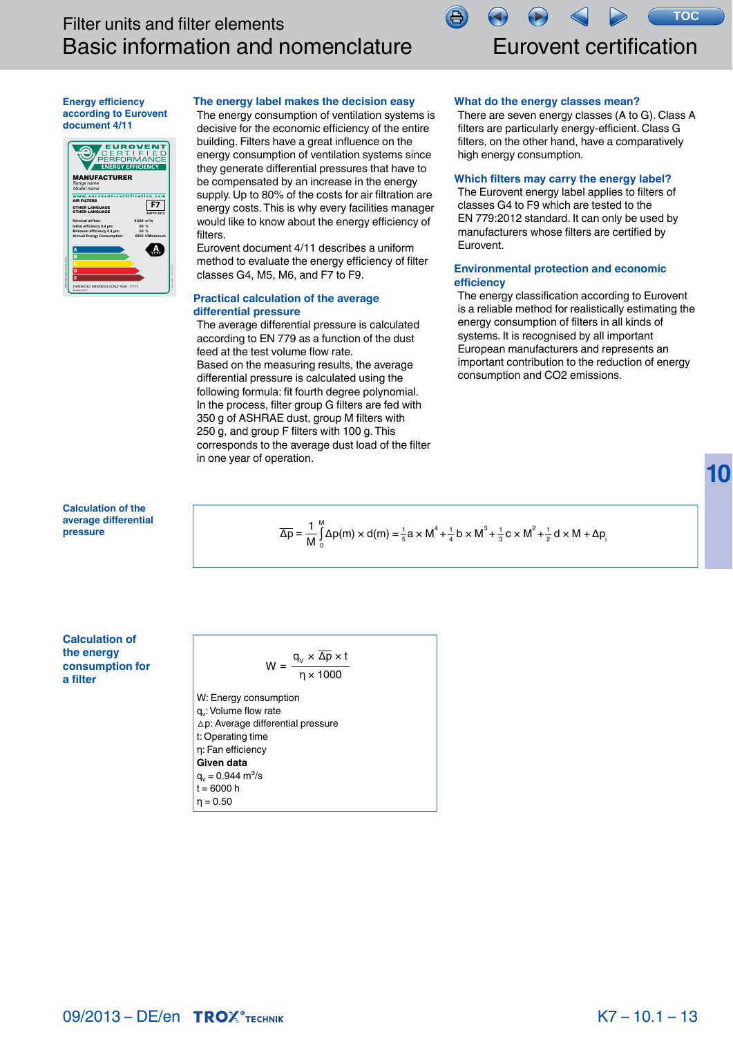# Basic information and nomenclature

## Eurovent certification

### Energy efficiency according to Eurovent document 4/11

### The energy label makes the decision easy

The energy consumption of ventilation systems is decisive for the economic efficiency of the entire building. Filters have a great influence on the energy consumption of ventilation systems since they generate differential pressures that have to be compensated by an increase in the energy supply. Up to 80% of the costs for air filtration are energy costs. This is why every facilities manager would like to know about the energy efficiency of filters.

Eurovent document 4/11 describes a uniform method to evaluate the energy efficiency of filter classes G4, M5, M6, and F7 to F9.

### Practical calculation of the average differential pressure

The average differential pressure is calculated according to EN 779 as a function of the dust feed at the test volume flow rate.

Based on the measuring results, the average differential pressure is calculated using the following formula: fit fourth degree polynomial.

In the process, filter group G filters are fed with 350 g of ASHRAE dust, group M filters with 250 g, and group F filters with 100 g. This corresponds to the average dust load of the filter in one year of operation.

### What do the energy classes mean?

There are seven energy classes (A to G). Class A filters are particularly energy-efficient. Class G filters, on the other hand, have a comparatively high energy consumption.

### Which filters may carry the energy label?

The Eurovent energy label applies to filters of classes G4 to F9 which are tested to the EN 779:2012 standard. It can only be used by manufacturers whose filters are certified by Eurovent.

### Environmental protection and economic efficiency

The energy classification according to Eurovent is a reliable method for realistically estimating the energy consumption of filters in all kinds of systems. It is recognised by all important European manufacturers and represents an important contribution to the reduction of energy consumption and CO2 emissions.

### Calculation of the average differential pressure

$$\overline{\Delta p} = \frac{1}{M}\int_0^M \Delta p(m) \times d(m) = \tfrac{1}{5}a \times M^4 + \tfrac{1}{4}b \times M^3 + \tfrac{1}{3}c \times M^2 + \tfrac{1}{2}d \times M + \Delta p_i$$

### Calculation of the energy consumption for a filter

$$W = \frac{q_v \times \overline{\Delta p} \times t}{\eta \times 1000}$$

W: Energy consumption
$q_v$: Volume flow rate
$\Delta p$: Average differential pressure
t: Operating time
η: Fan efficiency

**Given data**

$q_v = 0.944\ m^3/s$
$t = 6000\ h$
$\eta = 0.50$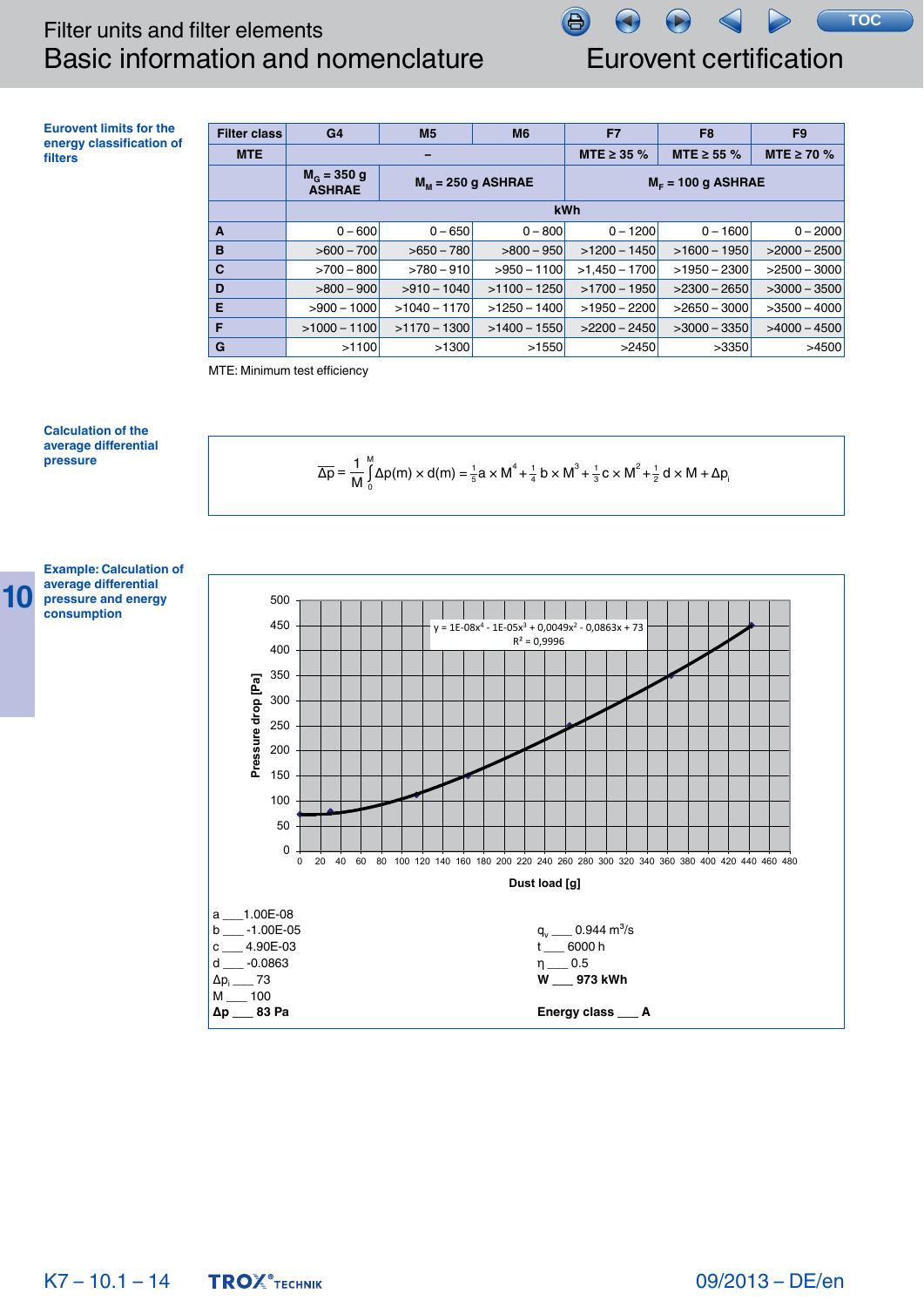# Eurovent certification

## Eurovent limits for the energy classification of filters

| Filter class | G4 | M5 | M6 | F7 | F8 | F9 |
|---|---|---|---|---|---|---|
| MTE | – | | | MTE ≥ 35 % | MTE ≥ 55 % | MTE ≥ 70 % |
| | $M_G$ = 350 g ASHRAE | $M_M$ = 250 g ASHRAE | | $M_F$ = 100 g ASHRAE | | |
| | kWh | | | | | |
| A | 0 – 600 | 0 – 650 | 0 – 800 | 0 – 1200 | 0 – 1600 | 0 – 2000 |
| B | >600 – 700 | >650 – 780 | >800 – 950 | >1200 – 1450 | >1600 – 1950 | >2000 – 2500 |
| C | >700 – 800 | >780 – 910 | >950 – 1100 | >1,450 – 1700 | >1950 – 2300 | >2500 – 3000 |
| D | >800 – 900 | >910 – 1040 | >1100 – 1250 | >1700 – 1950 | >2300 – 2650 | >3000 – 3500 |
| E | >900 – 1000 | >1040 – 1170 | >1250 – 1400 | >1950 – 2200 | >2650 – 3000 | >3500 – 4000 |
| F | >1000 – 1100 | >1170 – 1300 | >1400 – 1550 | >2200 – 2450 | >3000 – 3350 | >4000 – 4500 |
| G | >1100 | >1300 | >1550 | >2450 | >3350 | >4500 |

MTE: Minimum test efficiency

## Calculation of the average differential pressure

$$\overline{\Delta p} = \frac{1}{M}\int_0^M \Delta p(m) \times d(m) = \tfrac{1}{5} a \times M^4 + \tfrac{1}{4} b \times M^3 + \tfrac{1}{3} c \times M^2 + \tfrac{1}{2} d \times M + \Delta p_i$$

## Example: Calculation of average differential pressure and energy consumption

$y = 1E\text{-}08x^4 - 1E\text{-}05x^3 + 0{,}0049x^2 - 0{,}0863x + 73$

$R^2 = 0{,}9996$

Pressure drop [Pa] vs. Dust load [g]

a ___ 1.00E-08
b ___ -1.00E-05
c ___ 4.90E-03
d ___ -0.0863
$\Delta p_i$ ___ 73
M ___ 100
**Δp ___ 83 Pa**

$q_v$ ___ 0.944 $m^3/s$
t ___ 6000 h
η ___ 0.5
**W ___ 973 kWh**

**Energy class ___ A**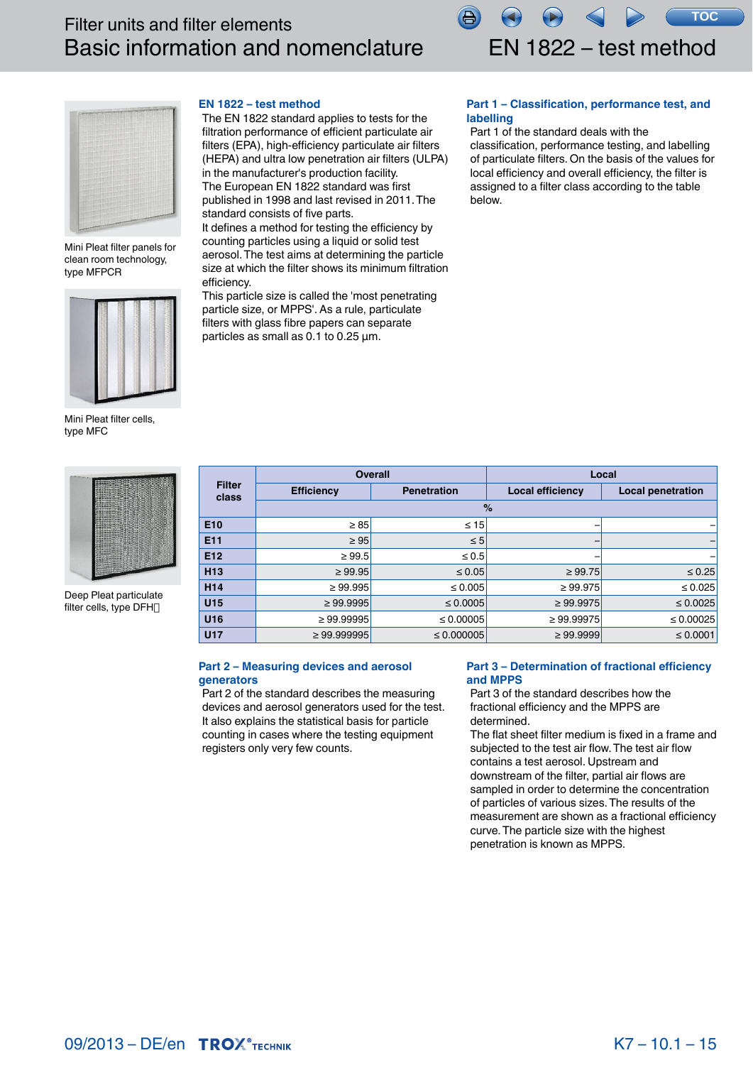Mini Pleat filter panels for clean room technology, type MFPCR

Mini Pleat filter cells, type MFC

Deep Pleat particulate filter cells, type DFH

## EN 1822 – test method

The EN 1822 standard applies to tests for the filtration performance of efficient particulate air filters (EPA), high-efficiency particulate air filters (HEPA) and ultra low penetration air filters (ULPA) in the manufacturer's production facility.
The European EN 1822 standard was first published in 1998 and last revised in 2011. The standard consists of five parts.
It defines a method for testing the efficiency by counting particles using a liquid or solid test aerosol. The test aims at determining the particle size at which the filter shows its minimum filtration efficiency.
This particle size is called the 'most penetrating particle size, or MPPS'. As a rule, particulate filters with glass fibre papers can separate particles as small as 0.1 to 0.25 µm.

## Part 1 – Classification, performance test, and labelling

Part 1 of the standard deals with the classification, performance testing, and labelling of particulate filters. On the basis of the values for local efficiency and overall efficiency, the filter is assigned to a filter class according to the table below.

| Filter class | Overall | | Local | |
|---|---|---|---|---|
| | Efficiency | Penetration | Local efficiency | Local penetration |
| | % | | | |
| E10 | ≥ 85 | ≤ 15 | – | – |
| E11 | ≥ 95 | ≤ 5 | – | – |
| E12 | ≥ 99.5 | ≤ 0.5 | – | – |
| H13 | ≥ 99.95 | ≤ 0.05 | ≥ 99.75 | ≤ 0.25 |
| H14 | ≥ 99.995 | ≤ 0.005 | ≥ 99.975 | ≤ 0.025 |
| U15 | ≥ 99.9995 | ≤ 0.0005 | ≥ 99.9975 | ≤ 0.0025 |
| U16 | ≥ 99.99995 | ≤ 0.00005 | ≥ 99.99975 | ≤ 0.00025 |
| U17 | ≥ 99.999995 | ≤ 0.000005 | ≥ 99.9999 | ≤ 0.0001 |

## Part 2 – Measuring devices and aerosol generators

Part 2 of the standard describes the measuring devices and aerosol generators used for the test. It also explains the statistical basis for particle counting in cases where the testing equipment registers only very few counts.

## Part 3 – Determination of fractional efficiency and MPPS

Part 3 of the standard describes how the fractional efficiency and the MPPS are determined.
The flat sheet filter medium is fixed in a frame and subjected to the test air flow. The test air flow contains a test aerosol. Upstream and downstream of the filter, partial air flows are sampled in order to determine the concentration of particles of various sizes. The results of the measurement are shown as a fractional efficiency curve. The particle size with the highest penetration is known as MPPS.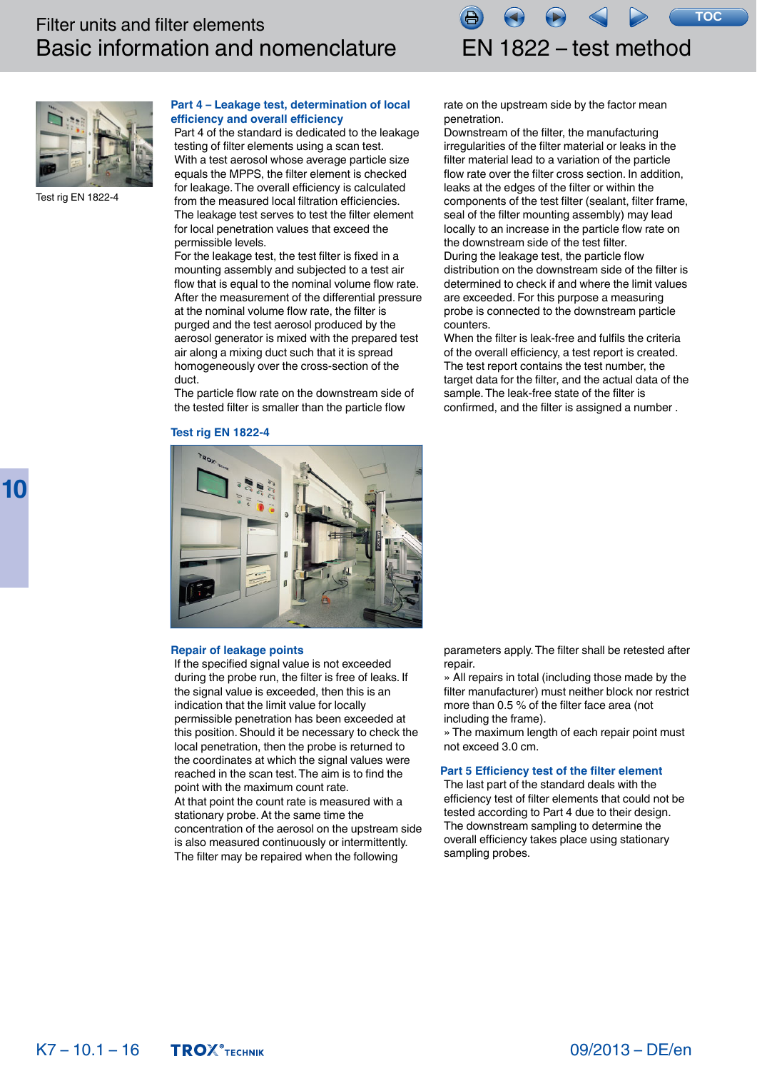Test rig EN 1822-4

## Part 4 – Leakage test, determination of local efficiency and overall efficiency

Part 4 of the standard is dedicated to the leakage testing of filter elements using a scan test.
With a test aerosol whose average particle size equals the MPPS, the filter element is checked for leakage. The overall efficiency is calculated from the measured local filtration efficiencies.
The leakage test serves to test the filter element for local penetration values that exceed the permissible levels.
For the leakage test, the test filter is fixed in a mounting assembly and subjected to a test air flow that is equal to the nominal volume flow rate.
After the measurement of the differential pressure at the nominal volume flow rate, the filter is purged and the test aerosol produced by the aerosol generator is mixed with the prepared test air along a mixing duct such that it is spread homogeneously over the cross-section of the duct.
The particle flow rate on the downstream side of the tested filter is smaller than the particle flow rate on the upstream side by the factor mean penetration.
Downstream of the filter, the manufacturing irregularities of the filter material or leaks in the filter material lead to a variation of the particle flow rate over the filter cross section. In addition, leaks at the edges of the filter or within the components of the test filter (sealant, filter frame, seal of the filter mounting assembly) may lead locally to an increase in the particle flow rate on the downstream side of the test filter.
During the leakage test, the particle flow distribution on the downstream side of the filter is determined to check if and where the limit values are exceeded. For this purpose a measuring probe is connected to the downstream particle counters.
When the filter is leak-free and fulfils the criteria of the overall efficiency, a test report is created. The test report contains the test number, the target data for the filter, and the actual data of the sample. The leak-free state of the filter is confirmed, and the filter is assigned a number .

### Test rig EN 1822-4

### Repair of leakage points

If the specified signal value is not exceeded during the probe run, the filter is free of leaks. If the signal value is exceeded, then this is an indication that the limit value for locally permissible penetration has been exceeded at this position. Should it be necessary to check the local penetration, then the probe is returned to the coordinates at which the signal values were reached in the scan test. The aim is to find the point with the maximum count rate.
At that point the count rate is measured with a stationary probe. At the same time the concentration of the aerosol on the upstream side is also measured continuously or intermittently.
The filter may be repaired when the following parameters apply. The filter shall be retested after repair.

» All repairs in total (including those made by the filter manufacturer) must neither block nor restrict more than 0.5 % of the filter face area (not including the frame).
» The maximum length of each repair point must not exceed 3.0 cm.

## Part 5 Efficiency test of the filter element

The last part of the standard deals with the efficiency test of filter elements that could not be tested according to Part 4 due to their design.
The downstream sampling to determine the overall efficiency takes place using stationary sampling probes.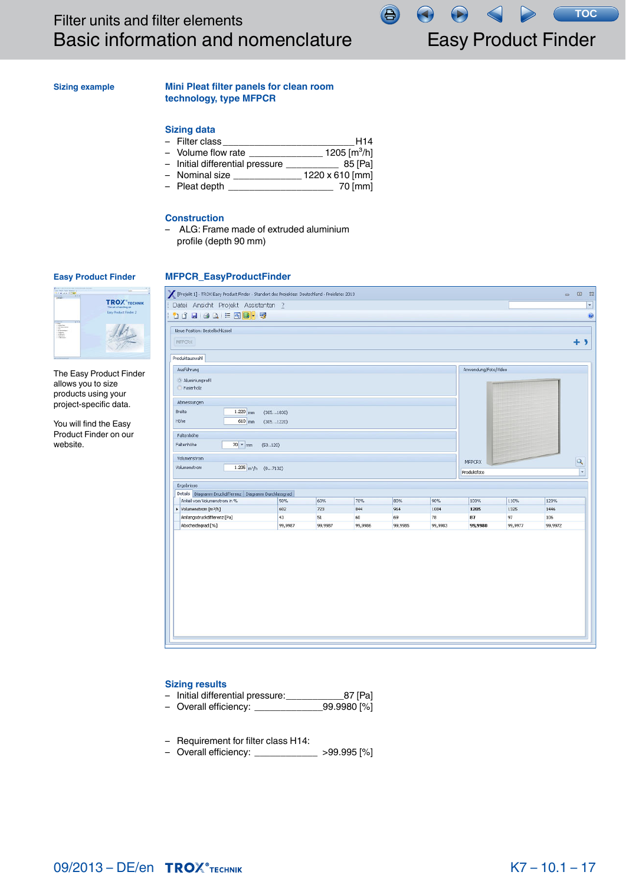## Sizing example

### Mini Pleat filter panels for clean room technology, type MFPCR

#### Sizing data

- Filter class ________________________ H14
- Volume flow rate ______________ 1205 [m³/h]
- Initial differential pressure __________ 85 [Pa]
- Nominal size _____________ 1220 x 610 [mm]
- Pleat depth _____________________ 70 [mm]

#### Construction

- ALG: Frame made of extruded aluminium profile (depth 90 mm)

## Easy Product Finder

The Easy Product Finder allows you to size products using your project-specific data.

You will find the Easy Product Finder on our website.

### MFPCR_EasyProductFinder

| Anteil vom Volumenstrom in % | 50% | 60% | 70% | 80% | 90% | 100% | 110% | 120% |
|---|---|---|---|---|---|---|---|---|
| Volumenstrom [m³/h] | 602 | 723 | 844 | 964 | 1084 | 1205 | 1325 | 1446 |
| Anfangsdruckdifferenz [Pa] | 43 | 51 | 60 | 69 | 78 | 87 | 97 | 106 |
| Abscheidegrad [%] | 99,9987 | 99,9987 | 99,9986 | 99,9985 | 99,9983 | 99,9980 | 99,9977 | 99,9972 |

#### Sizing results

- Initial differential pressure:___________87 [Pa]
- Overall efficiency: _____________99.9980 [%]

- Requirement for filter class H14:
- Overall efficiency: ____________ >99.995 [%]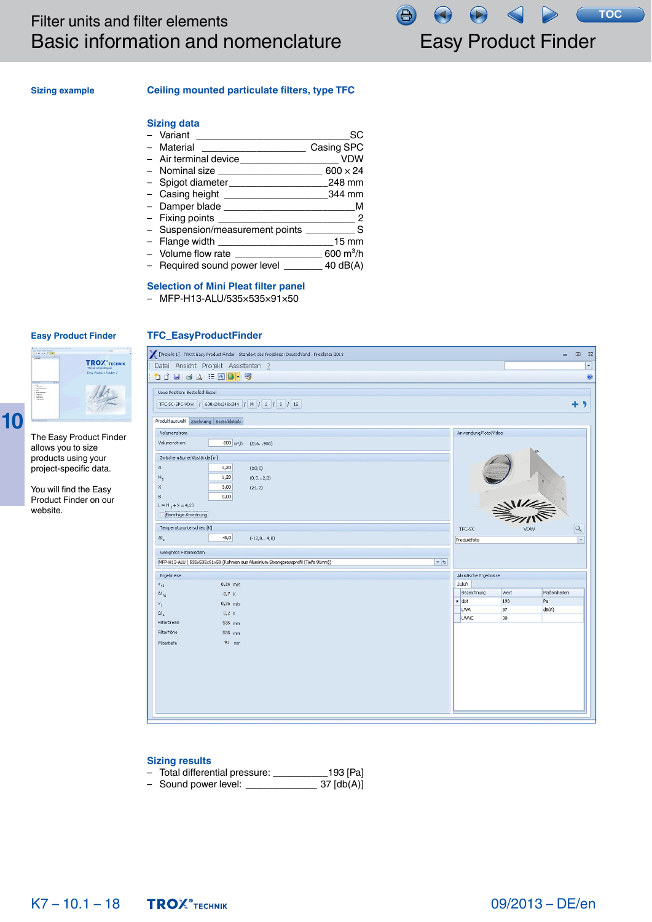## Sizing example

### Ceiling mounted particulate filters, type TFC

### Sizing data

- Variant \_\_\_\_\_ SC
- Material \_\_\_\_\_ Casing SPC
- Air terminal device \_\_\_\_\_ VDW
- Nominal size \_\_\_\_\_ 600 × 24
- Spigot diameter \_\_\_\_\_ 248 mm
- Casing height \_\_\_\_\_ 344 mm
- Damper blade \_\_\_\_\_ M
- Fixing points \_\_\_\_\_ 2
- Suspension/measurement points \_\_\_\_\_ S
- Flange width \_\_\_\_\_ 15 mm
- Volume flow rate \_\_\_\_\_ 600 $m^3/h$
- Required sound power level \_\_\_\_\_ 40 dB(A)

### Selection of Mini Pleat filter panel

- MFP-H13-ALU/535×535×91×50

## Easy Product Finder

The Easy Product Finder allows you to size products using your project-specific data.

You will find the Easy Product Finder on our website.

### TFC_EasyProductFinder

### Sizing results

- Total differential pressure: \_\_\_\_\_ 193 [Pa]
- Sound power level: \_\_\_\_\_ 37 [db(A)]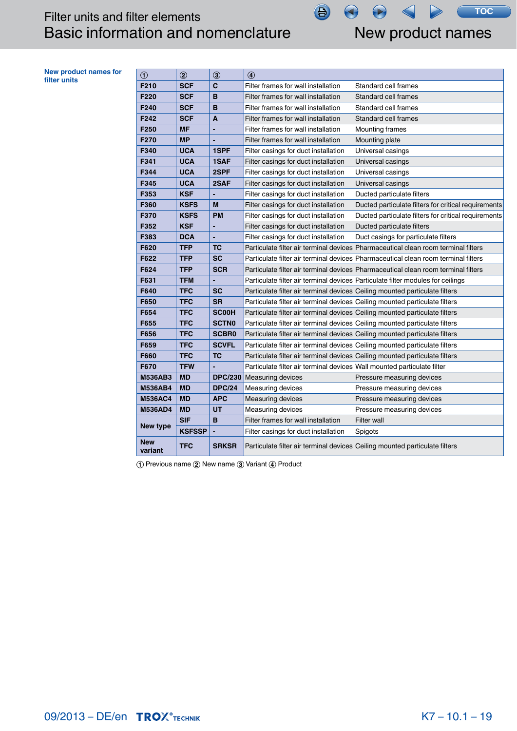# Filter units and filter elements
## Basic information and nomenclature
## New product names

**New product names for filter units**

| ① | ② | ③ | ④ | |
|---|---|---|---|---|
| **F210** | **SCF** | **C** | Filter frames for wall installation | Standard cell frames |
| **F220** | **SCF** | **B** | Filter frames for wall installation | Standard cell frames |
| **F240** | **SCF** | **B** | Filter frames for wall installation | Standard cell frames |
| **F242** | **SCF** | **A** | Filter frames for wall installation | Standard cell frames |
| **F250** | **MF** | **-** | Filter frames for wall installation | Mounting frames |
| **F270** | **MP** | **-** | Filter frames for wall installation | Mounting plate |
| **F340** | **UCA** | **1SPF** | Filter casings for duct installation | Universal casings |
| **F341** | **UCA** | **1SAF** | Filter casings for duct installation | Universal casings |
| **F344** | **UCA** | **2SPF** | Filter casings for duct installation | Universal casings |
| **F345** | **UCA** | **2SAF** | Filter casings for duct installation | Universal casings |
| **F353** | **KSF** | **-** | Filter casings for duct installation | Ducted particulate filters |
| **F360** | **KSFS** | **M** | Filter casings for duct installation | Ducted particulate filters for critical requirements |
| **F370** | **KSFS** | **PM** | Filter casings for duct installation | Ducted particulate filters for critical requirements |
| **F352** | **KSF** | **-** | Filter casings for duct installation | Ducted particulate filters |
| **F383** | **DCA** | **-** | Filter casings for duct installation | Duct casings for particulate filters |
| **F620** | **TFP** | **TC** | Particulate filter air terminal devices | Pharmaceutical clean room terminal filters |
| **F622** | **TFP** | **SC** | Particulate filter air terminal devices | Pharmaceutical clean room terminal filters |
| **F624** | **TFP** | **SCR** | Particulate filter air terminal devices | Pharmaceutical clean room terminal filters |
| **F631** | **TFM** | **-** | Particulate filter air terminal devices | Particulate filter modules for ceilings |
| **F640** | **TFC** | **SC** | Particulate filter air terminal devices | Ceiling mounted particulate filters |
| **F650** | **TFC** | **SR** | Particulate filter air terminal devices | Ceiling mounted particulate filters |
| **F654** | **TFC** | **SC00H** | Particulate filter air terminal devices | Ceiling mounted particulate filters |
| **F655** | **TFC** | **SCTN0** | Particulate filter air terminal devices | Ceiling mounted particulate filters |
| **F656** | **TFC** | **SCBR0** | Particulate filter air terminal devices | Ceiling mounted particulate filters |
| **F659** | **TFC** | **SCVFL** | Particulate filter air terminal devices | Ceiling mounted particulate filters |
| **F660** | **TFC** | **TC** | Particulate filter air terminal devices | Ceiling mounted particulate filters |
| **F670** | **TFW** | **-** | Particulate filter air terminal devices | Wall mounted particulate filter |
| **M536AB3** | **MD** | **DPC/230** | Measuring devices | Pressure measuring devices |
| **M536AB4** | **MD** | **DPC/24** | Measuring devices | Pressure measuring devices |
| **M536AC4** | **MD** | **APC** | Measuring devices | Pressure measuring devices |
| **M536AD4** | **MD** | **UT** | Measuring devices | Pressure measuring devices |
| **New type** | **SIF** | **B** | Filter frames for wall installation | Filter wall |
| | **KSFSSP** | **-** | Filter casings for duct installation | Spigots |
| **New variant** | **TFC** | **SRKSR** | Particulate filter air terminal devices | Ceiling mounted particulate filters |

① Previous name ② New name ③ Variant ④ Product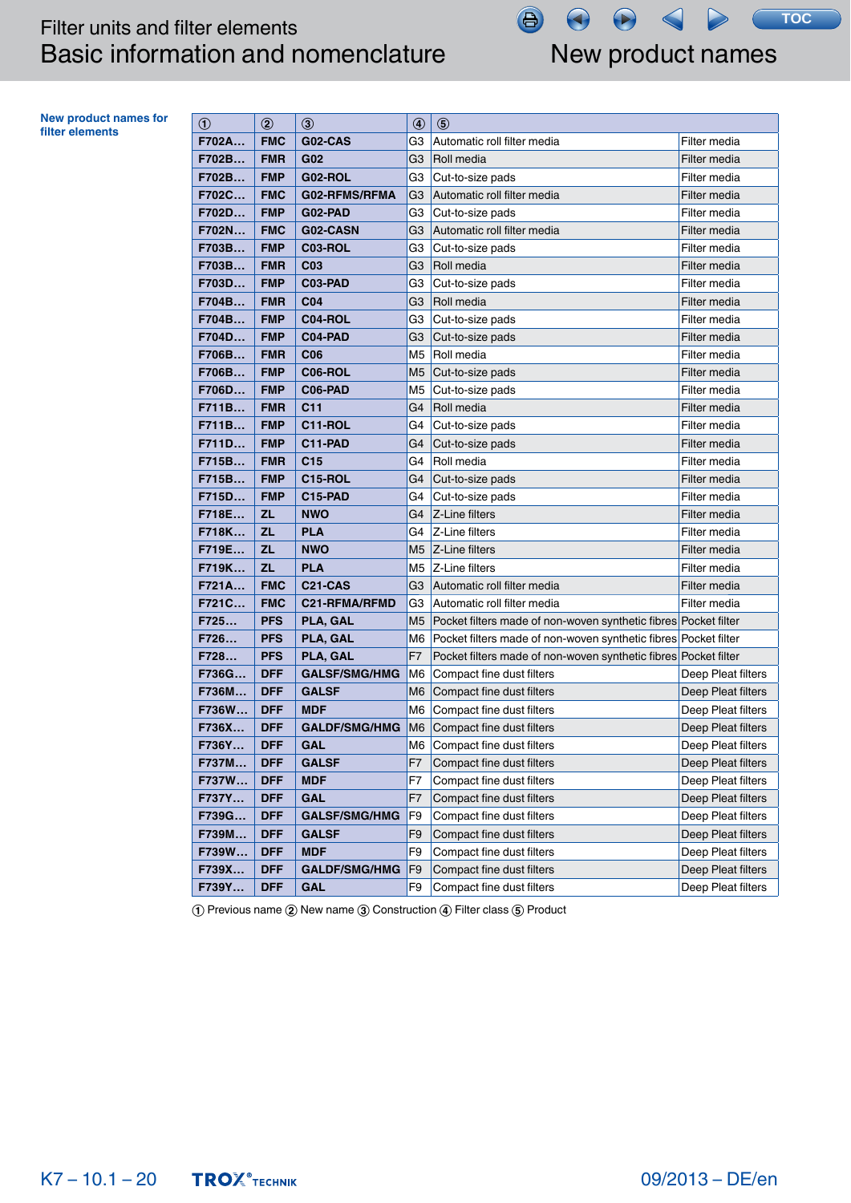# Filter units and filter elements
## Basic information and nomenclature

## New product names

**New product names for filter elements**

| ① | ② | ③ | ④ | ⑤ | |
|---|---|---|---|---|---|
| **F702A…** | **FMC** | **G02-CAS** | G3 | Automatic roll filter media | Filter media |
| **F702B…** | **FMR** | **G02** | G3 | Roll media | Filter media |
| **F702B…** | **FMP** | **G02-ROL** | G3 | Cut-to-size pads | Filter media |
| **F702C…** | **FMC** | **G02-RFMS/RFMA** | G3 | Automatic roll filter media | Filter media |
| **F702D…** | **FMP** | **G02-PAD** | G3 | Cut-to-size pads | Filter media |
| **F702N…** | **FMC** | **G02-CASN** | G3 | Automatic roll filter media | Filter media |
| **F703B…** | **FMP** | **C03-ROL** | G3 | Cut-to-size pads | Filter media |
| **F703B…** | **FMR** | **C03** | G3 | Roll media | Filter media |
| **F703D…** | **FMP** | **C03-PAD** | G3 | Cut-to-size pads | Filter media |
| **F704B…** | **FMR** | **C04** | G3 | Roll media | Filter media |
| **F704B…** | **FMP** | **C04-ROL** | G3 | Cut-to-size pads | Filter media |
| **F704D…** | **FMP** | **C04-PAD** | G3 | Cut-to-size pads | Filter media |
| **F706B…** | **FMR** | **C06** | M5 | Roll media | Filter media |
| **F706B…** | **FMP** | **C06-ROL** | M5 | Cut-to-size pads | Filter media |
| **F706D…** | **FMP** | **C06-PAD** | M5 | Cut-to-size pads | Filter media |
| **F711B…** | **FMR** | **C11** | G4 | Roll media | Filter media |
| **F711B…** | **FMP** | **C11-ROL** | G4 | Cut-to-size pads | Filter media |
| **F711D…** | **FMP** | **C11-PAD** | G4 | Cut-to-size pads | Filter media |
| **F715B…** | **FMR** | **C15** | G4 | Roll media | Filter media |
| **F715B…** | **FMP** | **C15-ROL** | G4 | Cut-to-size pads | Filter media |
| **F715D…** | **FMP** | **C15-PAD** | G4 | Cut-to-size pads | Filter media |
| **F718E…** | **ZL** | **NWO** | G4 | Z-Line filters | Filter media |
| **F718K…** | **ZL** | **PLA** | G4 | Z-Line filters | Filter media |
| **F719E…** | **ZL** | **NWO** | M5 | Z-Line filters | Filter media |
| **F719K…** | **ZL** | **PLA** | M5 | Z-Line filters | Filter media |
| **F721A…** | **FMC** | **C21-CAS** | G3 | Automatic roll filter media | Filter media |
| **F721C…** | **FMC** | **C21-RFMA/RFMD** | G3 | Automatic roll filter media | Filter media |
| **F725…** | **PFS** | **PLA, GAL** | M5 | Pocket filters made of non-woven synthetic fibres | Pocket filter |
| **F726…** | **PFS** | **PLA, GAL** | M6 | Pocket filters made of non-woven synthetic fibres | Pocket filter |
| **F728…** | **PFS** | **PLA, GAL** | F7 | Pocket filters made of non-woven synthetic fibres | Pocket filter |
| **F736G…** | **DFF** | **GALSF/SMG/HMG** | M6 | Compact fine dust filters | Deep Pleat filters |
| **F736M…** | **DFF** | **GALSF** | M6 | Compact fine dust filters | Deep Pleat filters |
| **F736W…** | **DFF** | **MDF** | M6 | Compact fine dust filters | Deep Pleat filters |
| **F736X…** | **DFF** | **GALDF/SMG/HMG** | M6 | Compact fine dust filters | Deep Pleat filters |
| **F736Y…** | **DFF** | **GAL** | M6 | Compact fine dust filters | Deep Pleat filters |
| **F737M…** | **DFF** | **GALSF** | F7 | Compact fine dust filters | Deep Pleat filters |
| **F737W…** | **DFF** | **MDF** | F7 | Compact fine dust filters | Deep Pleat filters |
| **F737Y…** | **DFF** | **GAL** | F7 | Compact fine dust filters | Deep Pleat filters |
| **F739G…** | **DFF** | **GALSF/SMG/HMG** | F9 | Compact fine dust filters | Deep Pleat filters |
| **F739M…** | **DFF** | **GALSF** | F9 | Compact fine dust filters | Deep Pleat filters |
| **F739W…** | **DFF** | **MDF** | F9 | Compact fine dust filters | Deep Pleat filters |
| **F739X…** | **DFF** | **GALDF/SMG/HMG** | F9 | Compact fine dust filters | Deep Pleat filters |
| **F739Y…** | **DFF** | **GAL** | F9 | Compact fine dust filters | Deep Pleat filters |

① Previous name ② New name ③ Construction ④ Filter class ⑤ Product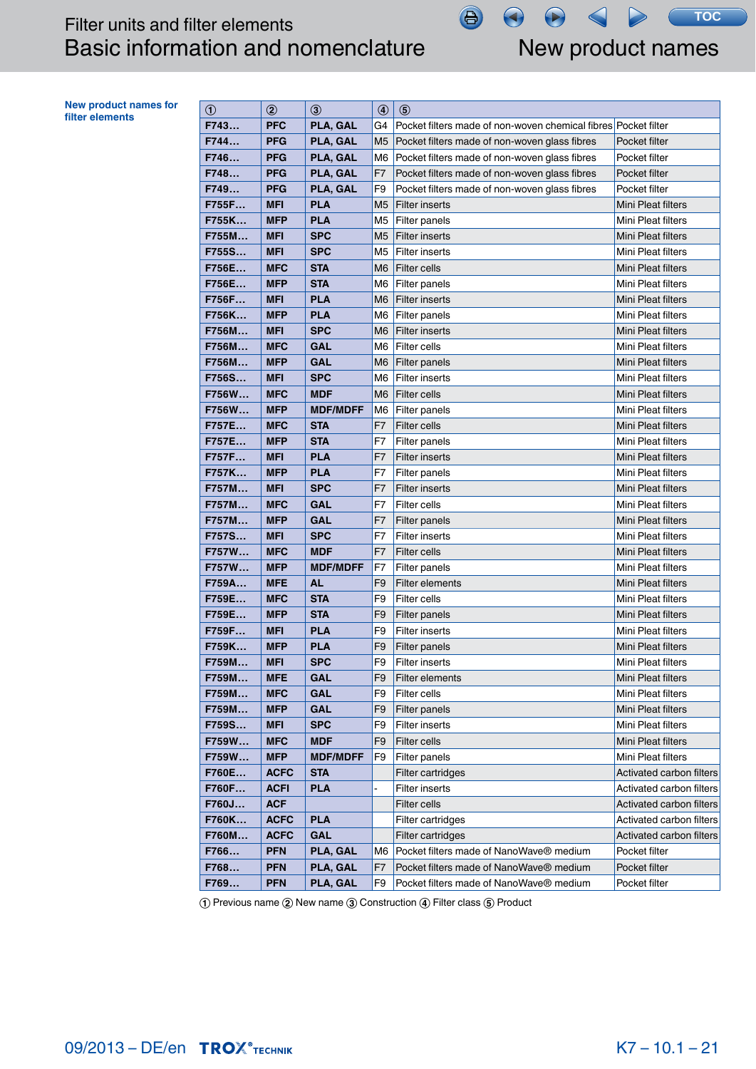# Filter units and filter elements

## Basic information and nomenclature

## New product names

**New product names for filter elements**

| ① | ② | ③ | ④ | ⑤ | |
|---|---|---|---|---|---|
| **F743…** | **PFC** | **PLA, GAL** | G4 | Pocket filters made of non-woven chemical fibres | Pocket filter |
| **F744…** | **PFG** | **PLA, GAL** | M5 | Pocket filters made of non-woven glass fibres | Pocket filter |
| **F746…** | **PFG** | **PLA, GAL** | M6 | Pocket filters made of non-woven glass fibres | Pocket filter |
| **F748…** | **PFG** | **PLA, GAL** | F7 | Pocket filters made of non-woven glass fibres | Pocket filter |
| **F749…** | **PFG** | **PLA, GAL** | F9 | Pocket filters made of non-woven glass fibres | Pocket filter |
| **F755F…** | **MFI** | **PLA** | M5 | Filter inserts | Mini Pleat filters |
| **F755K…** | **MFP** | **PLA** | M5 | Filter panels | Mini Pleat filters |
| **F755M…** | **MFI** | **SPC** | M5 | Filter inserts | Mini Pleat filters |
| **F755S…** | **MFI** | **SPC** | M5 | Filter inserts | Mini Pleat filters |
| **F756E…** | **MFC** | **STA** | M6 | Filter cells | Mini Pleat filters |
| **F756E…** | **MFP** | **STA** | M6 | Filter panels | Mini Pleat filters |
| **F756F…** | **MFI** | **PLA** | M6 | Filter inserts | Mini Pleat filters |
| **F756K…** | **MFP** | **PLA** | M6 | Filter panels | Mini Pleat filters |
| **F756M…** | **MFI** | **SPC** | M6 | Filter inserts | Mini Pleat filters |
| **F756M…** | **MFC** | **GAL** | M6 | Filter cells | Mini Pleat filters |
| **F756M…** | **MFP** | **GAL** | M6 | Filter panels | Mini Pleat filters |
| **F756S…** | **MFI** | **SPC** | M6 | Filter inserts | Mini Pleat filters |
| **F756W…** | **MFC** | **MDF** | M6 | Filter cells | Mini Pleat filters |
| **F756W…** | **MFP** | **MDF/MDFF** | M6 | Filter panels | Mini Pleat filters |
| **F757E…** | **MFC** | **STA** | F7 | Filter cells | Mini Pleat filters |
| **F757E…** | **MFP** | **STA** | F7 | Filter panels | Mini Pleat filters |
| **F757F…** | **MFI** | **PLA** | F7 | Filter inserts | Mini Pleat filters |
| **F757K…** | **MFP** | **PLA** | F7 | Filter panels | Mini Pleat filters |
| **F757M…** | **MFI** | **SPC** | F7 | Filter inserts | Mini Pleat filters |
| **F757M…** | **MFC** | **GAL** | F7 | Filter cells | Mini Pleat filters |
| **F757M…** | **MFP** | **GAL** | F7 | Filter panels | Mini Pleat filters |
| **F757S…** | **MFI** | **SPC** | F7 | Filter inserts | Mini Pleat filters |
| **F757W…** | **MFC** | **MDF** | F7 | Filter cells | Mini Pleat filters |
| **F757W…** | **MFP** | **MDF/MDFF** | F7 | Filter panels | Mini Pleat filters |
| **F759A…** | **MFE** | **AL** | F9 | Filter elements | Mini Pleat filters |
| **F759E…** | **MFC** | **STA** | F9 | Filter cells | Mini Pleat filters |
| **F759E…** | **MFP** | **STA** | F9 | Filter panels | Mini Pleat filters |
| **F759F…** | **MFI** | **PLA** | F9 | Filter inserts | Mini Pleat filters |
| **F759K…** | **MFP** | **PLA** | F9 | Filter panels | Mini Pleat filters |
| **F759M…** | **MFI** | **SPC** | F9 | Filter inserts | Mini Pleat filters |
| **F759M…** | **MFE** | **GAL** | F9 | Filter elements | Mini Pleat filters |
| **F759M…** | **MFC** | **GAL** | F9 | Filter cells | Mini Pleat filters |
| **F759M…** | **MFP** | **GAL** | F9 | Filter panels | Mini Pleat filters |
| **F759S…** | **MFI** | **SPC** | F9 | Filter inserts | Mini Pleat filters |
| **F759W…** | **MFC** | **MDF** | F9 | Filter cells | Mini Pleat filters |
| **F759W…** | **MFP** | **MDF/MDFF** | F9 | Filter panels | Mini Pleat filters |
| **F760E…** | **ACFC** | **STA** | | Filter cartridges | Activated carbon filters |
| **F760F…** | **ACFI** | **PLA** | - | Filter inserts | Activated carbon filters |
| **F760J…** | **ACF** | | | Filter cells | Activated carbon filters |
| **F760K…** | **ACFC** | **PLA** | | Filter cartridges | Activated carbon filters |
| **F760M…** | **ACFC** | **GAL** | | Filter cartridges | Activated carbon filters |
| **F766…** | **PFN** | **PLA, GAL** | M6 | Pocket filters made of NanoWave® medium | Pocket filter |
| **F768…** | **PFN** | **PLA, GAL** | F7 | Pocket filters made of NanoWave® medium | Pocket filter |
| **F769…** | **PFN** | **PLA, GAL** | F9 | Pocket filters made of NanoWave® medium | Pocket filter |

① Previous name ② New name ③ Construction ④ Filter class ⑤ Product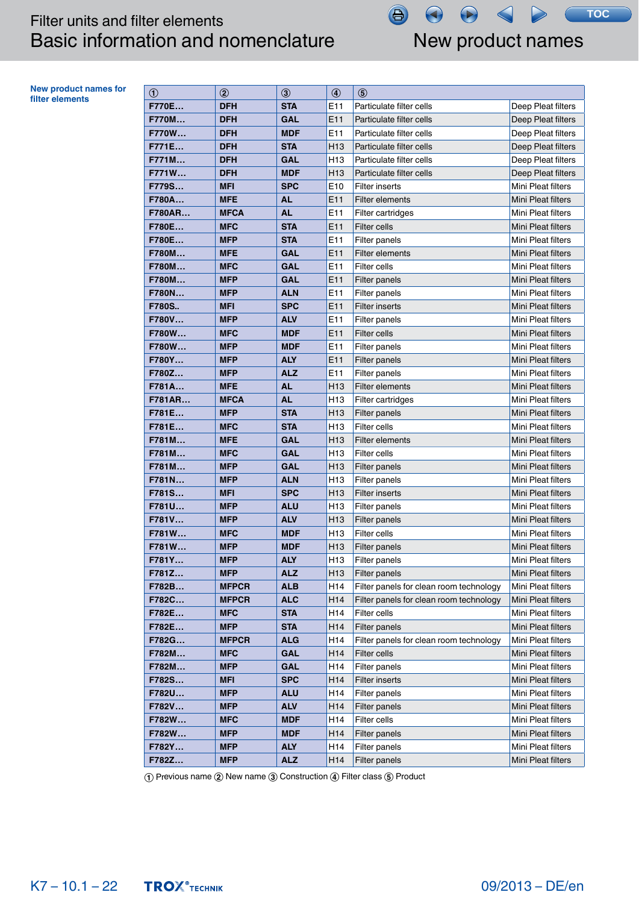Filter units and filter elements
Basic information and nomenclature

# New product names

**New product names for filter elements**

| ① | ② | ③ | ④ | ⑤ | |
|---|---|---|---|---|---|
| **F770E…** | **DFH** | **STA** | E11 | Particulate filter cells | Deep Pleat filters |
| **F770M…** | **DFH** | **GAL** | E11 | Particulate filter cells | Deep Pleat filters |
| **F770W…** | **DFH** | **MDF** | E11 | Particulate filter cells | Deep Pleat filters |
| **F771E…** | **DFH** | **STA** | H13 | Particulate filter cells | Deep Pleat filters |
| **F771M…** | **DFH** | **GAL** | H13 | Particulate filter cells | Deep Pleat filters |
| **F771W…** | **DFH** | **MDF** | H13 | Particulate filter cells | Deep Pleat filters |
| **F779S…** | **MFI** | **SPC** | E10 | Filter inserts | Mini Pleat filters |
| **F780A…** | **MFE** | **AL** | E11 | Filter elements | Mini Pleat filters |
| **F780AR…** | **MFCA** | **AL** | E11 | Filter cartridges | Mini Pleat filters |
| **F780E…** | **MFC** | **STA** | E11 | Filter cells | Mini Pleat filters |
| **F780E…** | **MFP** | **STA** | E11 | Filter panels | Mini Pleat filters |
| **F780M…** | **MFE** | **GAL** | E11 | Filter elements | Mini Pleat filters |
| **F780M…** | **MFC** | **GAL** | E11 | Filter cells | Mini Pleat filters |
| **F780M…** | **MFP** | **GAL** | E11 | Filter panels | Mini Pleat filters |
| **F780N…** | **MFP** | **ALN** | E11 | Filter panels | Mini Pleat filters |
| **F780S..** | **MFI** | **SPC** | E11 | Filter inserts | Mini Pleat filters |
| **F780V…** | **MFP** | **ALV** | E11 | Filter panels | Mini Pleat filters |
| **F780W…** | **MFC** | **MDF** | E11 | Filter cells | Mini Pleat filters |
| **F780W…** | **MFP** | **MDF** | E11 | Filter panels | Mini Pleat filters |
| **F780Y…** | **MFP** | **ALY** | E11 | Filter panels | Mini Pleat filters |
| **F780Z…** | **MFP** | **ALZ** | E11 | Filter panels | Mini Pleat filters |
| **F781A…** | **MFE** | **AL** | H13 | Filter elements | Mini Pleat filters |
| **F781AR…** | **MFCA** | **AL** | H13 | Filter cartridges | Mini Pleat filters |
| **F781E…** | **MFP** | **STA** | H13 | Filter panels | Mini Pleat filters |
| **F781E…** | **MFC** | **STA** | H13 | Filter cells | Mini Pleat filters |
| **F781M…** | **MFE** | **GAL** | H13 | Filter elements | Mini Pleat filters |
| **F781M…** | **MFC** | **GAL** | H13 | Filter cells | Mini Pleat filters |
| **F781M…** | **MFP** | **GAL** | H13 | Filter panels | Mini Pleat filters |
| **F781N…** | **MFP** | **ALN** | H13 | Filter panels | Mini Pleat filters |
| **F781S…** | **MFI** | **SPC** | H13 | Filter inserts | Mini Pleat filters |
| **F781U…** | **MFP** | **ALU** | H13 | Filter panels | Mini Pleat filters |
| **F781V…** | **MFP** | **ALV** | H13 | Filter panels | Mini Pleat filters |
| **F781W…** | **MFC** | **MDF** | H13 | Filter cells | Mini Pleat filters |
| **F781W…** | **MFP** | **MDF** | H13 | Filter panels | Mini Pleat filters |
| **F781Y…** | **MFP** | **ALY** | H13 | Filter panels | Mini Pleat filters |
| **F781Z…** | **MFP** | **ALZ** | H13 | Filter panels | Mini Pleat filters |
| **F782B…** | **MFPCR** | **ALB** | H14 | Filter panels for clean room technology | Mini Pleat filters |
| **F782C…** | **MFPCR** | **ALC** | H14 | Filter panels for clean room technology | Mini Pleat filters |
| **F782E…** | **MFC** | **STA** | H14 | Filter cells | Mini Pleat filters |
| **F782E…** | **MFP** | **STA** | H14 | Filter panels | Mini Pleat filters |
| **F782G…** | **MFPCR** | **ALG** | H14 | Filter panels for clean room technology | Mini Pleat filters |
| **F782M…** | **MFC** | **GAL** | H14 | Filter cells | Mini Pleat filters |
| **F782M…** | **MFP** | **GAL** | H14 | Filter panels | Mini Pleat filters |
| **F782S…** | **MFI** | **SPC** | H14 | Filter inserts | Mini Pleat filters |
| **F782U…** | **MFP** | **ALU** | H14 | Filter panels | Mini Pleat filters |
| **F782V…** | **MFP** | **ALV** | H14 | Filter panels | Mini Pleat filters |
| **F782W…** | **MFC** | **MDF** | H14 | Filter cells | Mini Pleat filters |
| **F782W…** | **MFP** | **MDF** | H14 | Filter panels | Mini Pleat filters |
| **F782Y…** | **MFP** | **ALY** | H14 | Filter panels | Mini Pleat filters |
| **F782Z…** | **MFP** | **ALZ** | H14 | Filter panels | Mini Pleat filters |

① Previous name ② New name ③ Construction ④ Filter class ⑤ Product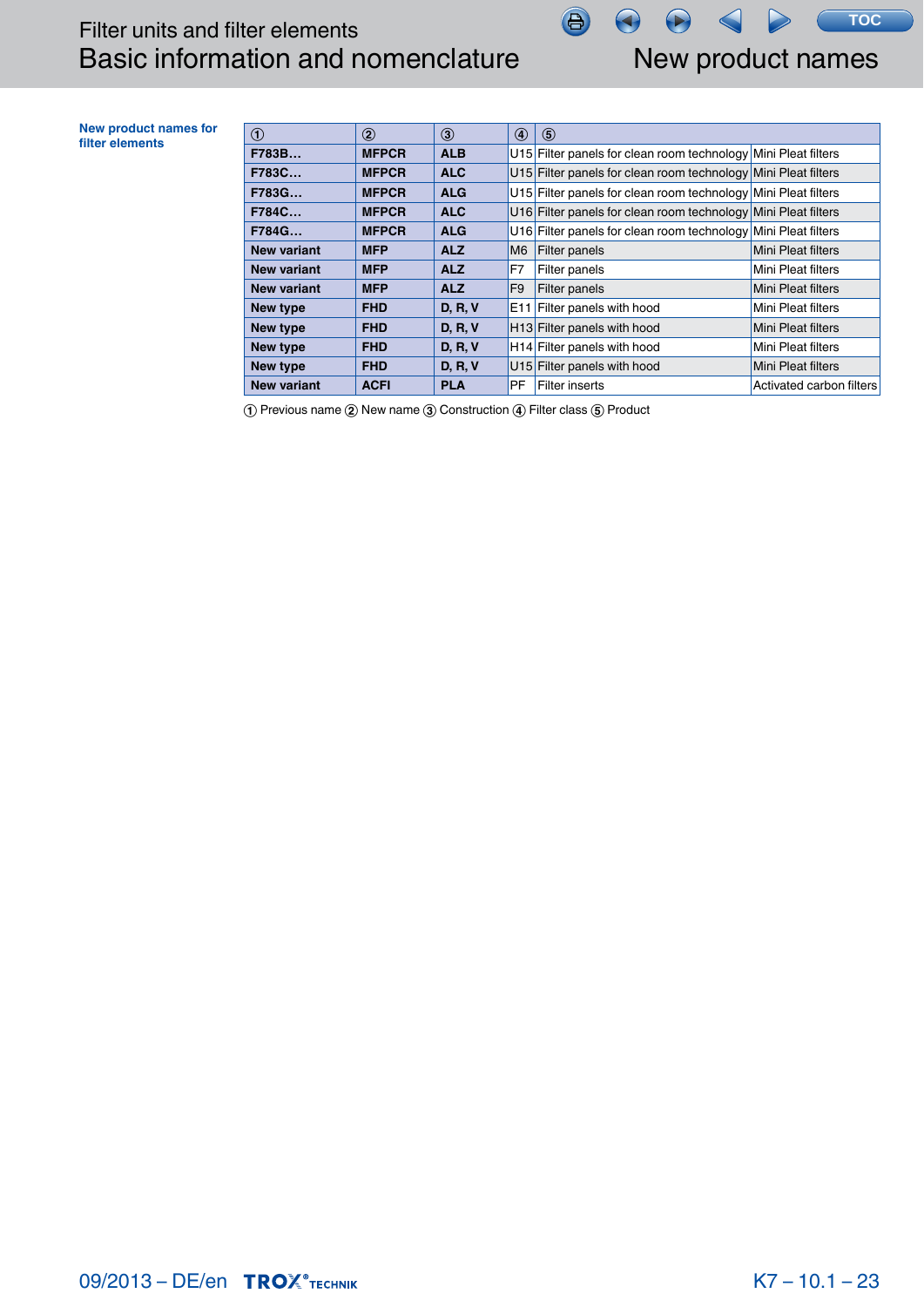## New product names for filter elements

| ① | ② | ③ | ④ | ⑤ | |
|---|---|---|---|---|---|
| **F783B…** | **MFPCR** | **ALB** | U15 | Filter panels for clean room technology | Mini Pleat filters |
| **F783C…** | **MFPCR** | **ALC** | U15 | Filter panels for clean room technology | Mini Pleat filters |
| **F783G…** | **MFPCR** | **ALG** | U15 | Filter panels for clean room technology | Mini Pleat filters |
| **F784C…** | **MFPCR** | **ALC** | U16 | Filter panels for clean room technology | Mini Pleat filters |
| **F784G…** | **MFPCR** | **ALG** | U16 | Filter panels for clean room technology | Mini Pleat filters |
| **New variant** | **MFP** | **ALZ** | M6 | Filter panels | Mini Pleat filters |
| **New variant** | **MFP** | **ALZ** | F7 | Filter panels | Mini Pleat filters |
| **New variant** | **MFP** | **ALZ** | F9 | Filter panels | Mini Pleat filters |
| **New type** | **FHD** | **D, R, V** | E11 | Filter panels with hood | Mini Pleat filters |
| **New type** | **FHD** | **D, R, V** | H13 | Filter panels with hood | Mini Pleat filters |
| **New type** | **FHD** | **D, R, V** | H14 | Filter panels with hood | Mini Pleat filters |
| **New type** | **FHD** | **D, R, V** | U15 | Filter panels with hood | Mini Pleat filters |
| **New variant** | **ACFI** | **PLA** | PF | Filter inserts | Activated carbon filters |

① Previous name ② New name ③ Construction ④ Filter class ⑤ Product